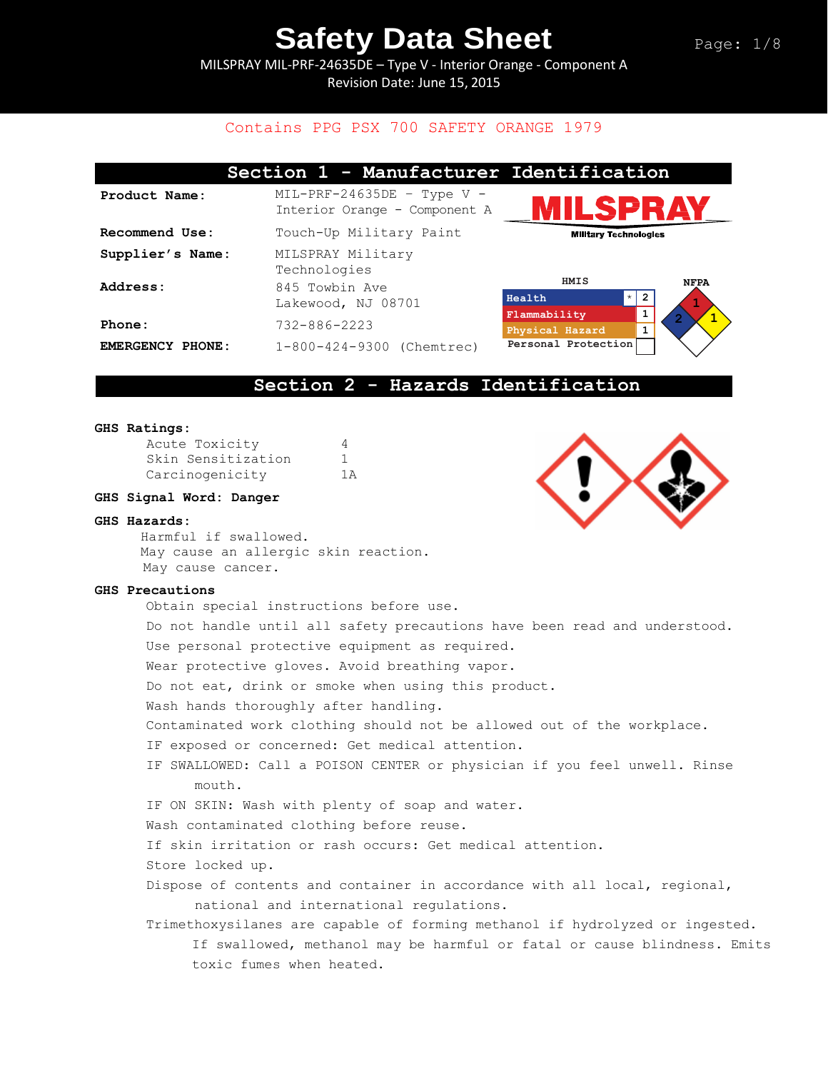# Safety Data Sheet

MILSPRAY MIL-PRF-24635DE – Type V - Interior Orange - Component A
Revision Date: June 15, 2015

Contains PPG PSX 700 SAFETY ORANGE 1979

## Section 1 - Manufacturer Identification

**Product Name:** MIL-PRF-24635DE - Type V - Interior Orange - Component A

**Recommend Use:** Touch-Up Military Paint

**Supplier's Name:** MILSPRAY Military Technologies

**Address:** 845 Towbin Ave
Lakewood, NJ 08701

**Phone:** 732-886-2223

**EMERGENCY PHONE:** 1-800-424-9300 (Chemtrec)

MILSPRAY Military Technologies

**HMIS**

| | | |
|---|---|---|
| Health | * | 2 |
| Flammability | | 1 |
| Physical Hazard | | 1 |
| Personal Protection | | |

**NFPA**

Flammability: 1, Health: 2, Instability: 1

## Section 2 - Hazards Identification

**GHS Ratings:**

| | |
|---|---|
| Acute Toxicity | 4 |
| Skin Sensitization | 1 |
| Carcinogenicity | 1A |

**GHS Signal Word: Danger**

**GHS Hazards:**

Harmful if swallowed.
May cause an allergic skin reaction.
May cause cancer.

**GHS Precautions**

Obtain special instructions before use.
Do not handle until all safety precautions have been read and understood.
Use personal protective equipment as required.
Wear protective gloves. Avoid breathing vapor.
Do not eat, drink or smoke when using this product.
Wash hands thoroughly after handling.
Contaminated work clothing should not be allowed out of the workplace.
IF exposed or concerned: Get medical attention.
IF SWALLOWED: Call a POISON CENTER or physician if you feel unwell. Rinse mouth.
IF ON SKIN: Wash with plenty of soap and water.
Wash contaminated clothing before reuse.
If skin irritation or rash occurs: Get medical attention.
Store locked up.
Dispose of contents and container in accordance with all local, regional, national and international regulations.
Trimethoxysilanes are capable of forming methanol if hydrolyzed or ingested. If swallowed, methanol may be harmful or fatal or cause blindness. Emits toxic fumes when heated.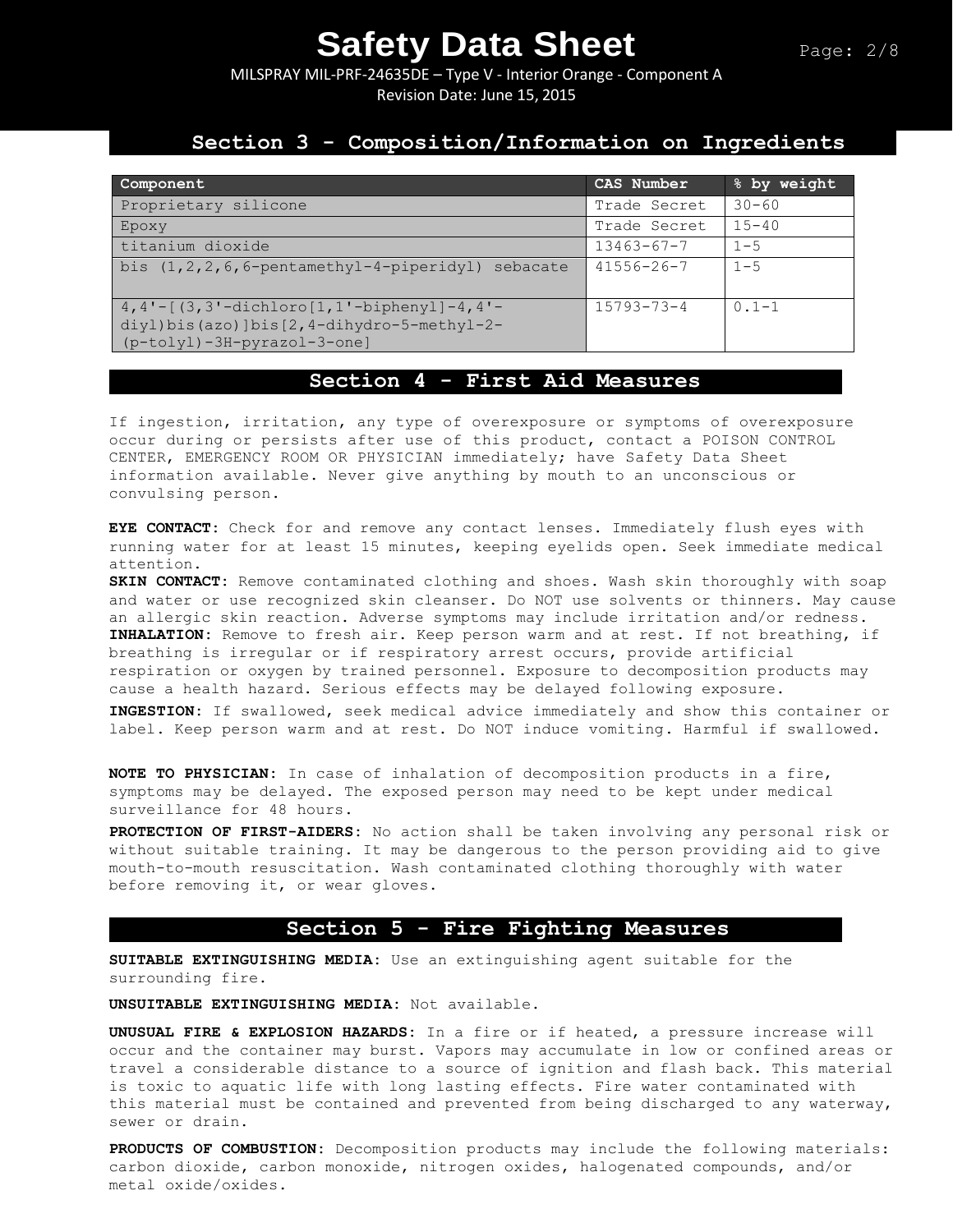## Section 3 - Composition/Information on Ingredients

| Component | CAS Number | % by weight |
|---|---|---|
| Proprietary silicone | Trade Secret | 30-60 |
| Epoxy | Trade Secret | 15-40 |
| titanium dioxide | 13463-67-7 | 1-5 |
| bis (1,2,2,6,6-pentamethyl-4-piperidyl) sebacate | 41556-26-7 | 1-5 |
| 4,4'-[(3,3'-dichloro[1,1'-biphenyl]-4,4'-diyl)bis(azo)]bis[2,4-dihydro-5-methyl-2-(p-tolyl)-3H-pyrazol-3-one] | 15793-73-4 | 0.1-1 |

## Section 4 - First Aid Measures

If ingestion, irritation, any type of overexposure or symptoms of overexposure occur during or persists after use of this product, contact a POISON CONTROL CENTER, EMERGENCY ROOM OR PHYSICIAN immediately; have Safety Data Sheet information available. Never give anything by mouth to an unconscious or convulsing person.

**EYE CONTACT:** Check for and remove any contact lenses. Immediately flush eyes with running water for at least 15 minutes, keeping eyelids open. Seek immediate medical attention.

**SKIN CONTACT:** Remove contaminated clothing and shoes. Wash skin thoroughly with soap and water or use recognized skin cleanser. Do NOT use solvents or thinners. May cause an allergic skin reaction. Adverse symptoms may include irritation and/or redness.

**INHALATION:** Remove to fresh air. Keep person warm and at rest. If not breathing, if breathing is irregular or if respiratory arrest occurs, provide artificial respiration or oxygen by trained personnel. Exposure to decomposition products may cause a health hazard. Serious effects may be delayed following exposure.

**INGESTION:** If swallowed, seek medical advice immediately and show this container or label. Keep person warm and at rest. Do NOT induce vomiting. Harmful if swallowed.

**NOTE TO PHYSICIAN:** In case of inhalation of decomposition products in a fire, symptoms may be delayed. The exposed person may need to be kept under medical surveillance for 48 hours.

**PROTECTION OF FIRST-AIDERS:** No action shall be taken involving any personal risk or without suitable training. It may be dangerous to the person providing aid to give mouth-to-mouth resuscitation. Wash contaminated clothing thoroughly with water before removing it, or wear gloves.

## Section 5 - Fire Fighting Measures

**SUITABLE EXTINGUISHING MEDIA:** Use an extinguishing agent suitable for the surrounding fire.

**UNSUITABLE EXTINGUISHING MEDIA:** Not available.

**UNUSUAL FIRE & EXPLOSION HAZARDS:** In a fire or if heated, a pressure increase will occur and the container may burst. Vapors may accumulate in low or confined areas or travel a considerable distance to a source of ignition and flash back. This material is toxic to aquatic life with long lasting effects. Fire water contaminated with this material must be contained and prevented from being discharged to any waterway, sewer or drain.

**PRODUCTS OF COMBUSTION:** Decomposition products may include the following materials: carbon dioxide, carbon monoxide, nitrogen oxides, halogenated compounds, and/or metal oxide/oxides.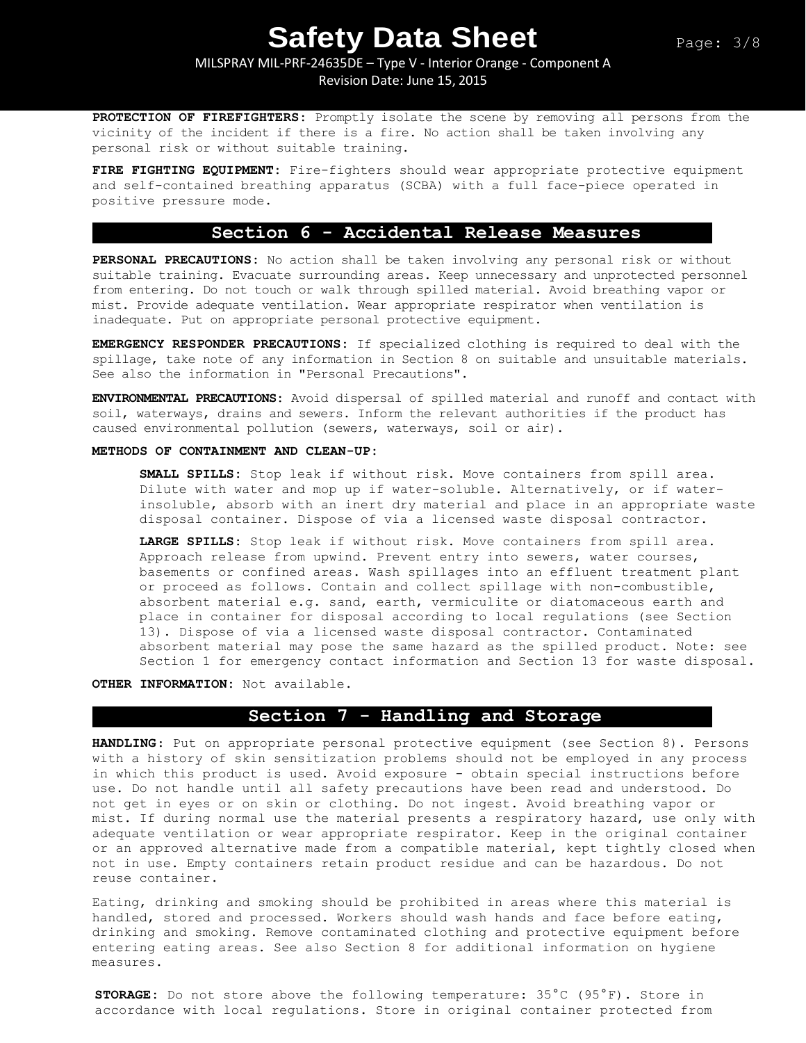**PROTECTION OF FIREFIGHTERS:** Promptly isolate the scene by removing all persons from the vicinity of the incident if there is a fire. No action shall be taken involving any personal risk or without suitable training.

**FIRE FIGHTING EQUIPMENT:** Fire-fighters should wear appropriate protective equipment and self-contained breathing apparatus (SCBA) with a full face-piece operated in positive pressure mode.

## Section 6 - Accidental Release Measures

**PERSONAL PRECAUTIONS:** No action shall be taken involving any personal risk or without suitable training. Evacuate surrounding areas. Keep unnecessary and unprotected personnel from entering. Do not touch or walk through spilled material. Avoid breathing vapor or mist. Provide adequate ventilation. Wear appropriate respirator when ventilation is inadequate. Put on appropriate personal protective equipment.

**EMERGENCY RESPONDER PRECAUTIONS:** If specialized clothing is required to deal with the spillage, take note of any information in Section 8 on suitable and unsuitable materials. See also the information in "Personal Precautions".

**ENVIRONMENTAL PRECAUTIONS:** Avoid dispersal of spilled material and runoff and contact with soil, waterways, drains and sewers. Inform the relevant authorities if the product has caused environmental pollution (sewers, waterways, soil or air).

**METHODS OF CONTAINMENT AND CLEAN-UP:**

**SMALL SPILLS:** Stop leak if without risk. Move containers from spill area. Dilute with water and mop up if water-soluble. Alternatively, or if water-insoluble, absorb with an inert dry material and place in an appropriate waste disposal container. Dispose of via a licensed waste disposal contractor.

**LARGE SPILLS:** Stop leak if without risk. Move containers from spill area. Approach release from upwind. Prevent entry into sewers, water courses, basements or confined areas. Wash spillages into an effluent treatment plant or proceed as follows. Contain and collect spillage with non-combustible, absorbent material e.g. sand, earth, vermiculite or diatomaceous earth and place in container for disposal according to local regulations (see Section 13). Dispose of via a licensed waste disposal contractor. Contaminated absorbent material may pose the same hazard as the spilled product. Note: see Section 1 for emergency contact information and Section 13 for waste disposal.

**OTHER INFORMATION:** Not available.

## Section 7 - Handling and Storage

**HANDLING:** Put on appropriate personal protective equipment (see Section 8). Persons with a history of skin sensitization problems should not be employed in any process in which this product is used. Avoid exposure - obtain special instructions before use. Do not handle until all safety precautions have been read and understood. Do not get in eyes or on skin or clothing. Do not ingest. Avoid breathing vapor or mist. If during normal use the material presents a respiratory hazard, use only with adequate ventilation or wear appropriate respirator. Keep in the original container or an approved alternative made from a compatible material, kept tightly closed when not in use. Empty containers retain product residue and can be hazardous. Do not reuse container.

Eating, drinking and smoking should be prohibited in areas where this material is handled, stored and processed. Workers should wash hands and face before eating, drinking and smoking. Remove contaminated clothing and protective equipment before entering eating areas. See also Section 8 for additional information on hygiene measures.

**STORAGE:** Do not store above the following temperature: 35°C (95°F). Store in accordance with local regulations. Store in original container protected from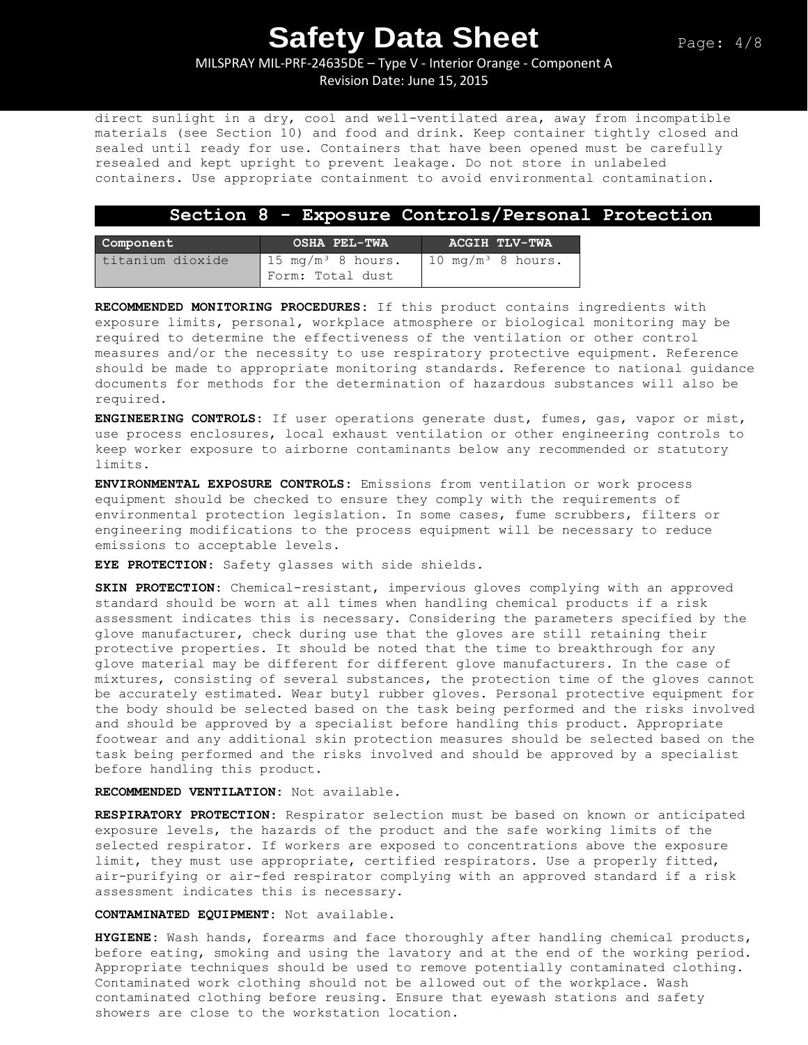direct sunlight in a dry, cool and well-ventilated area, away from incompatible materials (see Section 10) and food and drink. Keep container tightly closed and sealed until ready for use. Containers that have been opened must be carefully resealed and kept upright to prevent leakage. Do not store in unlabeled containers. Use appropriate containment to avoid environmental contamination.

## Section 8 - Exposure Controls/Personal Protection

| Component | OSHA PEL-TWA | ACGIH TLV-TWA |
|---|---|---|
| titanium dioxide | 15 mg/m³ 8 hours. Form: Total dust | 10 mg/m³ 8 hours. |

**RECOMMENDED MONITORING PROCEDURES:** If this product contains ingredients with exposure limits, personal, workplace atmosphere or biological monitoring may be required to determine the effectiveness of the ventilation or other control measures and/or the necessity to use respiratory protective equipment. Reference should be made to appropriate monitoring standards. Reference to national guidance documents for methods for the determination of hazardous substances will also be required.

**ENGINEERING CONTROLS:** If user operations generate dust, fumes, gas, vapor or mist, use process enclosures, local exhaust ventilation or other engineering controls to keep worker exposure to airborne contaminants below any recommended or statutory limits.

**ENVIRONMENTAL EXPOSURE CONTROLS:** Emissions from ventilation or work process equipment should be checked to ensure they comply with the requirements of environmental protection legislation. In some cases, fume scrubbers, filters or engineering modifications to the process equipment will be necessary to reduce emissions to acceptable levels.

**EYE PROTECTION:** Safety glasses with side shields.

**SKIN PROTECTION:** Chemical-resistant, impervious gloves complying with an approved standard should be worn at all times when handling chemical products if a risk assessment indicates this is necessary. Considering the parameters specified by the glove manufacturer, check during use that the gloves are still retaining their protective properties. It should be noted that the time to breakthrough for any glove material may be different for different glove manufacturers. In the case of mixtures, consisting of several substances, the protection time of the gloves cannot be accurately estimated. Wear butyl rubber gloves. Personal protective equipment for the body should be selected based on the task being performed and the risks involved and should be approved by a specialist before handling this product. Appropriate footwear and any additional skin protection measures should be selected based on the task being performed and the risks involved and should be approved by a specialist before handling this product.

**RECOMMENDED VENTILATION:** Not available.

**RESPIRATORY PROTECTION:** Respirator selection must be based on known or anticipated exposure levels, the hazards of the product and the safe working limits of the selected respirator. If workers are exposed to concentrations above the exposure limit, they must use appropriate, certified respirators. Use a properly fitted, air-purifying or air-fed respirator complying with an approved standard if a risk assessment indicates this is necessary.

**CONTAMINATED EQUIPMENT:** Not available.

**HYGIENE:** Wash hands, forearms and face thoroughly after handling chemical products, before eating, smoking and using the lavatory and at the end of the working period. Appropriate techniques should be used to remove potentially contaminated clothing. Contaminated work clothing should not be allowed out of the workplace. Wash contaminated clothing before reusing. Ensure that eyewash stations and safety showers are close to the workstation location.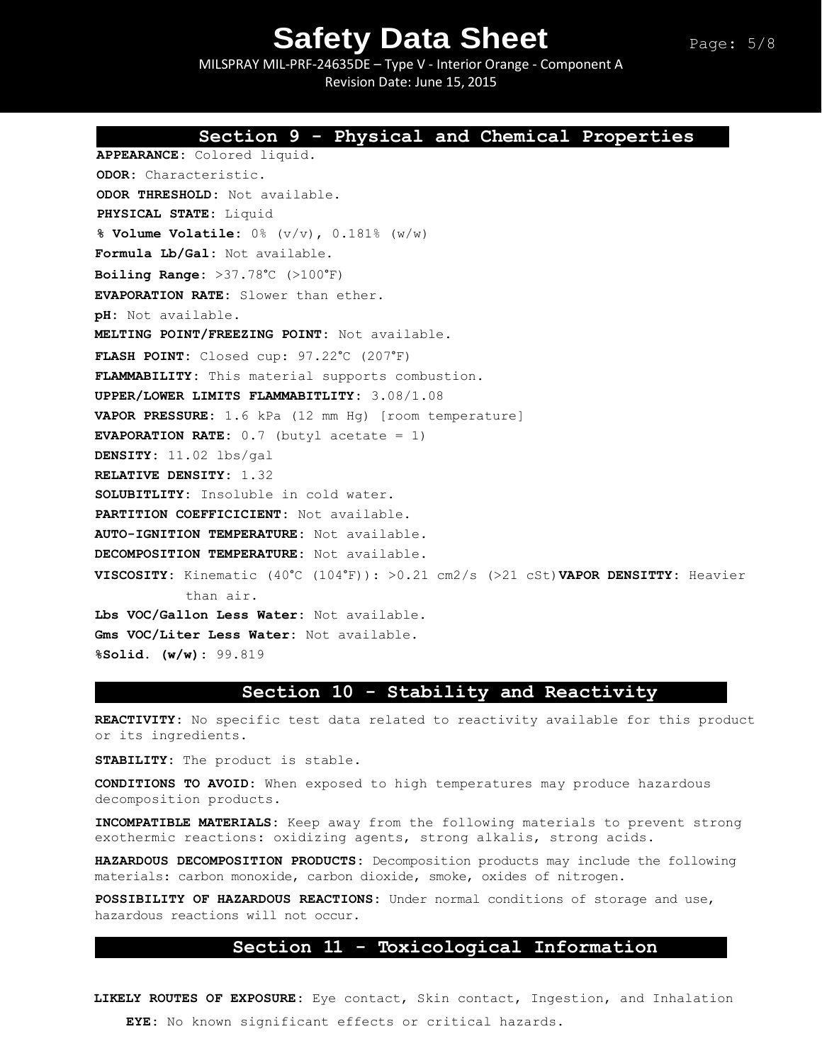## Section 9 - Physical and Chemical Properties

**APPEARANCE:** Colored liquid.

**ODOR:** Characteristic.

**ODOR THRESHOLD:** Not available.

**PHYSICAL STATE:** Liquid

**% Volume Volatile:** 0% (v/v), 0.181% (w/w)

**Formula Lb/Gal:** Not available.

**Boiling Range:** >37.78°C (>100°F)

**EVAPORATION RATE:** Slower than ether.

**pH:** Not available.

**MELTING POINT/FREEZING POINT:** Not available.

**FLASH POINT:** Closed cup: 97.22°C (207°F)

**FLAMMABILITY:** This material supports combustion.

**UPPER/LOWER LIMITS FLAMMABITLITY:** 3.08/1.08

**VAPOR PRESSURE:** 1.6 kPa (12 mm Hg) [room temperature]

**EVAPORATION RATE:** 0.7 (butyl acetate = 1)

**DENSITY:** 11.02 lbs/gal

**RELATIVE DENSITY:** 1.32

**SOLUBITLITY:** Insoluble in cold water.

**PARTITION COEFFICICIENT:** Not available.

**AUTO-IGNITION TEMPERATURE:** Not available.

**DECOMPOSITION TEMPERATURE:** Not available.

**VISCOSITY:** Kinematic (40°C (104°F)): >0.21 cm2/s (>21 cSt) **VAPOR DENSITTY:** Heavier than air.

**Lbs VOC/Gallon Less Water:** Not available.

**Gms VOC/Liter Less Water:** Not available.

**%Solid. (w/w):** 99.819

## Section 10 - Stability and Reactivity

**REACTIVITY:** No specific test data related to reactivity available for this product or its ingredients.

**STABILITY:** The product is stable.

**CONDITIONS TO AVOID:** When exposed to high temperatures may produce hazardous decomposition products.

**INCOMPATIBLE MATERIALS:** Keep away from the following materials to prevent strong exothermic reactions: oxidizing agents, strong alkalis, strong acids.

**HAZARDOUS DECOMPOSITION PRODUCTS:** Decomposition products may include the following materials: carbon monoxide, carbon dioxide, smoke, oxides of nitrogen.

**POSSIBILITY OF HAZARDOUS REACTIONS:** Under normal conditions of storage and use, hazardous reactions will not occur.

## Section 11 - Toxicological Information

**LIKELY ROUTES OF EXPOSURE:** Eye contact, Skin contact, Ingestion, and Inhalation

**EYE:** No known significant effects or critical hazards.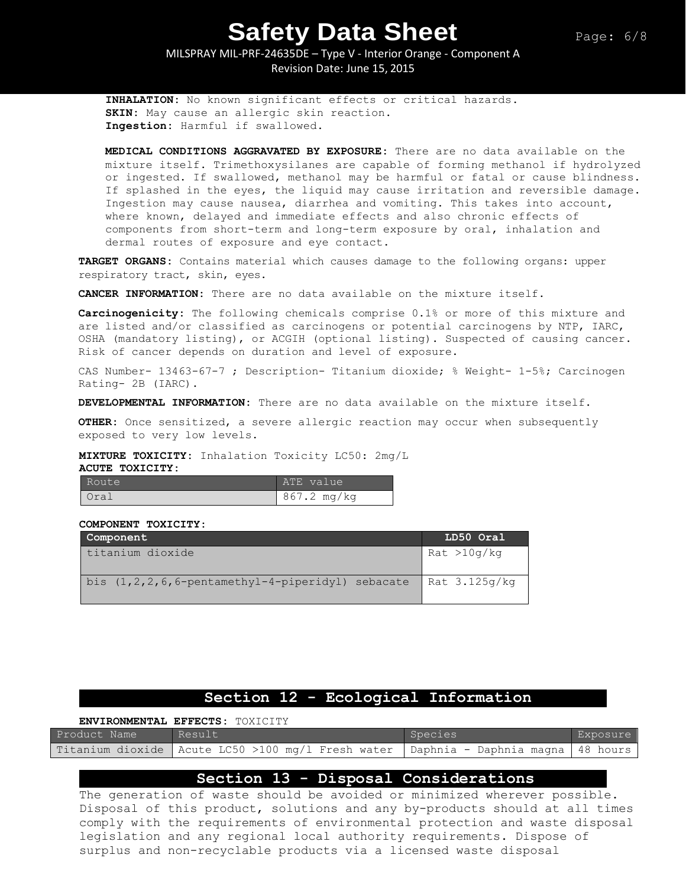**INHALATION:** No known significant effects or critical hazards.
**SKIN:** May cause an allergic skin reaction.
**Ingestion:** Harmful if swallowed.

**MEDICAL CONDITIONS AGGRAVATED BY EXPOSURE:** There are no data available on the mixture itself. Trimethoxysilanes are capable of forming methanol if hydrolyzed or ingested. If swallowed, methanol may be harmful or fatal or cause blindness. If splashed in the eyes, the liquid may cause irritation and reversible damage. Ingestion may cause nausea, diarrhea and vomiting. This takes into account, where known, delayed and immediate effects and also chronic effects of components from short-term and long-term exposure by oral, inhalation and dermal routes of exposure and eye contact.

**TARGET ORGANS:** Contains material which causes damage to the following organs: upper respiratory tract, skin, eyes.

**CANCER INFORMATION:** There are no data available on the mixture itself.

**Carcinogenicity:** The following chemicals comprise 0.1% or more of this mixture and are listed and/or classified as carcinogens or potential carcinogens by NTP, IARC, OSHA (mandatory listing), or ACGIH (optional listing). Suspected of causing cancer. Risk of cancer depends on duration and level of exposure.

CAS Number- 13463-67-7 ; Description- Titanium dioxide; % Weight- 1-5%; Carcinogen Rating- 2B (IARC).

**DEVELOPMENTAL INFORMATION:** There are no data available on the mixture itself.

**OTHER:** Once sensitized, a severe allergic reaction may occur when subsequently exposed to very low levels.

**MIXTURE TOXICITY:** Inhalation Toxicity LC50: 2mg/L
**ACUTE TOXICITY:**

| Route | ATE value |
|---|---|
| Oral | 867.2 mg/kg |

**COMPONENT TOXICITY:**

| Component | LD50 Oral |
|---|---|
| titanium dioxide | Rat >10g/kg |
| bis (1,2,2,6,6-pentamethyl-4-piperidyl) sebacate | Rat 3.125g/kg |

## Section 12 - Ecological Information

**ENVIRONMENTAL EFFECTS:** TOXICITY

| Product Name | Result | Species | Exposure |
|---|---|---|---|
| Titanium dioxide | Acute LC50 >100 mg/l Fresh water | Daphnia - Daphnia magna | 48 hours |

## Section 13 - Disposal Considerations

The generation of waste should be avoided or minimized wherever possible. Disposal of this product, solutions and any by-products should at all times comply with the requirements of environmental protection and waste disposal legislation and any regional local authority requirements. Dispose of surplus and non-recyclable products via a licensed waste disposal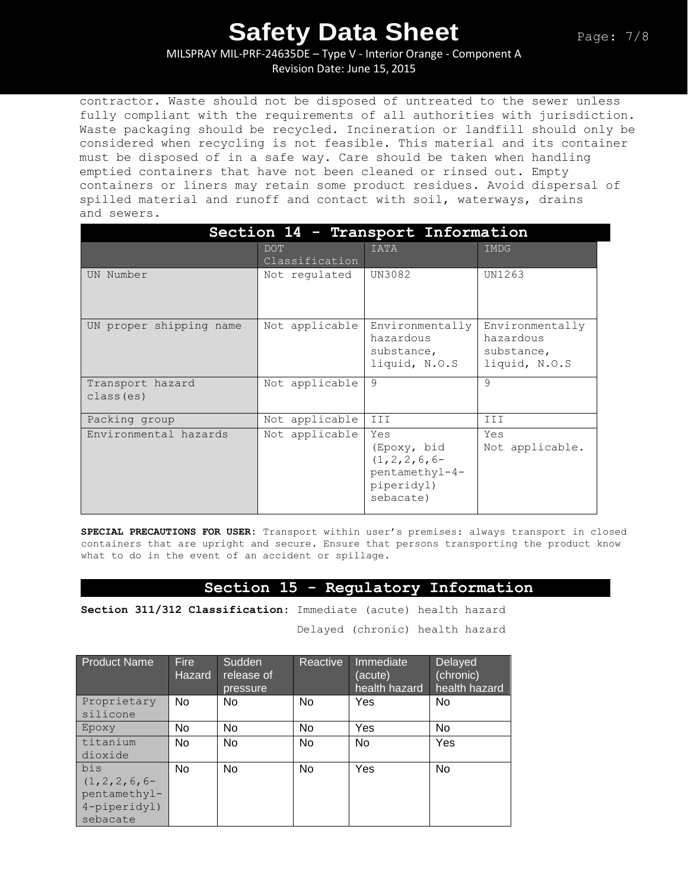contractor. Waste should not be disposed of untreated to the sewer unless fully compliant with the requirements of all authorities with jurisdiction. Waste packaging should be recycled. Incineration or landfill should only be considered when recycling is not feasible. This material and its container must be disposed of in a safe way. Care should be taken when handling emptied containers that have not been cleaned or rinsed out. Empty containers or liners may retain some product residues. Avoid dispersal of spilled material and runoff and contact with soil, waterways, drains and sewers.

## Section 14 - Transport Information

| | DOT Classification | IATA | IMDG |
|---|---|---|---|
| UN Number | Not regulated | UN3082 | UN1263 |
| UN proper shipping name | Not applicable | Environmentally hazardous substance, liquid, N.O.S | Environmentally hazardous substance, liquid, N.O.S |
| Transport hazard class(es) | Not applicable | 9 | 9 |
| Packing group | Not applicable | III | III |
| Environmental hazards | Not applicable | Yes (Epoxy, bid (1,2,2,6,6-pentamethyl-4-piperidyl) sebacate) | Yes Not applicable. |

**SPECIAL PRECAUTIONS FOR USER:** Transport within user's premises: always transport in closed containers that are upright and secure. Ensure that persons transporting the product know what to do in the event of an accident or spillage.

## Section 15 - Regulatory Information

**Section 311/312 Classification:** Immediate (acute) health hazard

Delayed (chronic) health hazard

| Product Name | Fire Hazard | Sudden release of pressure | Reactive | Immediate (acute) health hazard | Delayed (chronic) health hazard |
|---|---|---|---|---|---|
| Proprietary silicone | No | No | No | Yes | No |
| Epoxy | No | No | No | Yes | No |
| titanium dioxide | No | No | No | No | Yes |
| bis (1,2,2,6,6-pentamethyl-4-piperidyl) sebacate | No | No | No | Yes | No |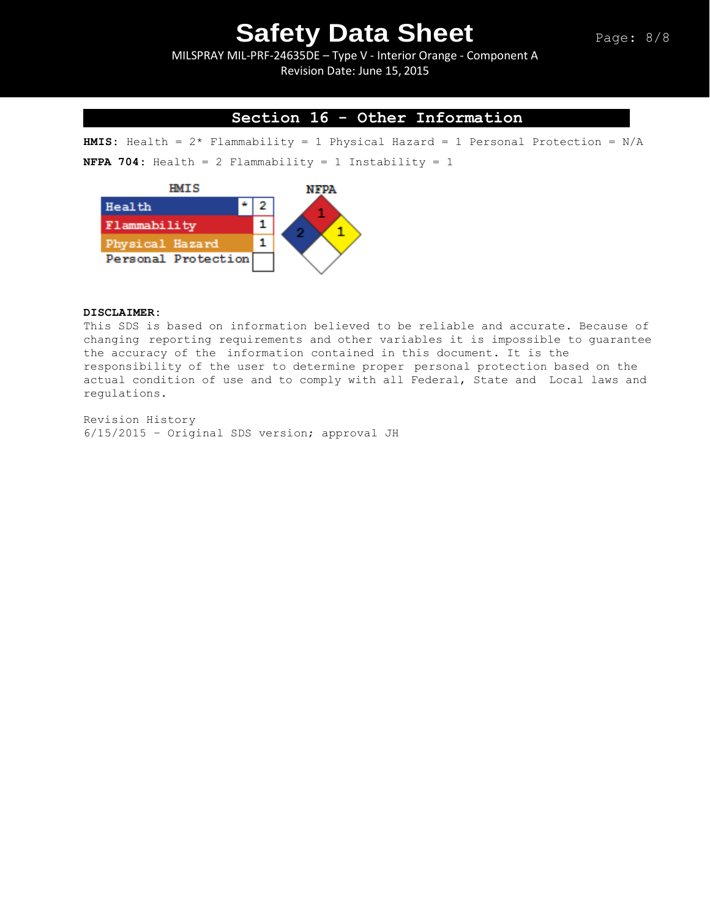## Section 16 - Other Information

**HMIS:** Health = 2* Flammability = 1 Physical Hazard = 1 Personal Protection = N/A

**NFPA 704:** Health = 2 Flammability = 1 Instability = 1

HMIS

| | | |
|---|---|---|
| Health | * | 2 |
| Flammability | | 1 |
| Physical Hazard | | 1 |
| Personal Protection | | |

NFPA

1
2
1

**DISCLAIMER:**
This SDS is based on information believed to be reliable and accurate. Because of changing reporting requirements and other variables it is impossible to guarantee the accuracy of the information contained in this document. It is the responsibility of the user to determine proper personal protection based on the actual condition of use and to comply with all Federal, State and Local laws and regulations.

Revision History
6/15/2015 - Original SDS version; approval JH